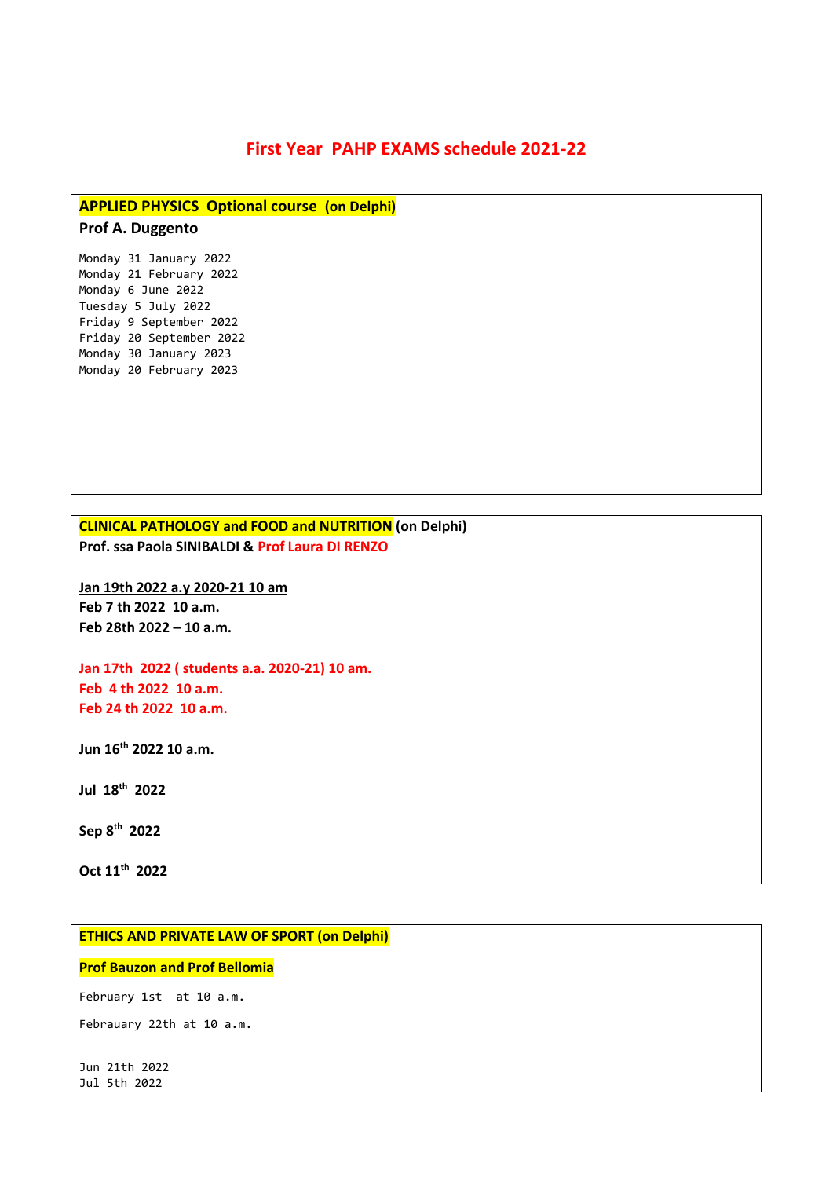# First Year PAHP EXAMS schedule 2021-22

**APPLIED PHYSICS Optional course (on Delphi)**

**Prof A. Duggento**

Monday 31 January 2022
Monday 21 February 2022
Monday 6 June 2022
Tuesday 5 July 2022
Friday 9 September 2022
Friday 20 September 2022
Monday 30 January 2023
Monday 20 February 2023

**CLINICAL PATHOLOGY and FOOD and NUTRITION (on Delphi)**

**Prof. ssa Paola SINIBALDI & Prof Laura DI RENZO**

**Jan 19th 2022 a.y 2020-21 10 am**
**Feb 7 th 2022 10 a.m.**
**Feb 28th 2022 – 10 a.m.**

**Jan 17th 2022 ( students a.a. 2020-21) 10 am.**
**Feb 4 th 2022 10 a.m.**
**Feb 24 th 2022 10 a.m.**

**Jun 16th 2022 10 a.m.**

**Jul 18th 2022**

**Sep 8th 2022**

**Oct 11th 2022**

**ETHICS AND PRIVATE LAW OF SPORT (on Delphi)**

**Prof Bauzon and Prof Bellomia**

February 1st at 10 a.m.

Febrauary 22th at 10 a.m.

Jun 21th 2022
Jul 5th 2022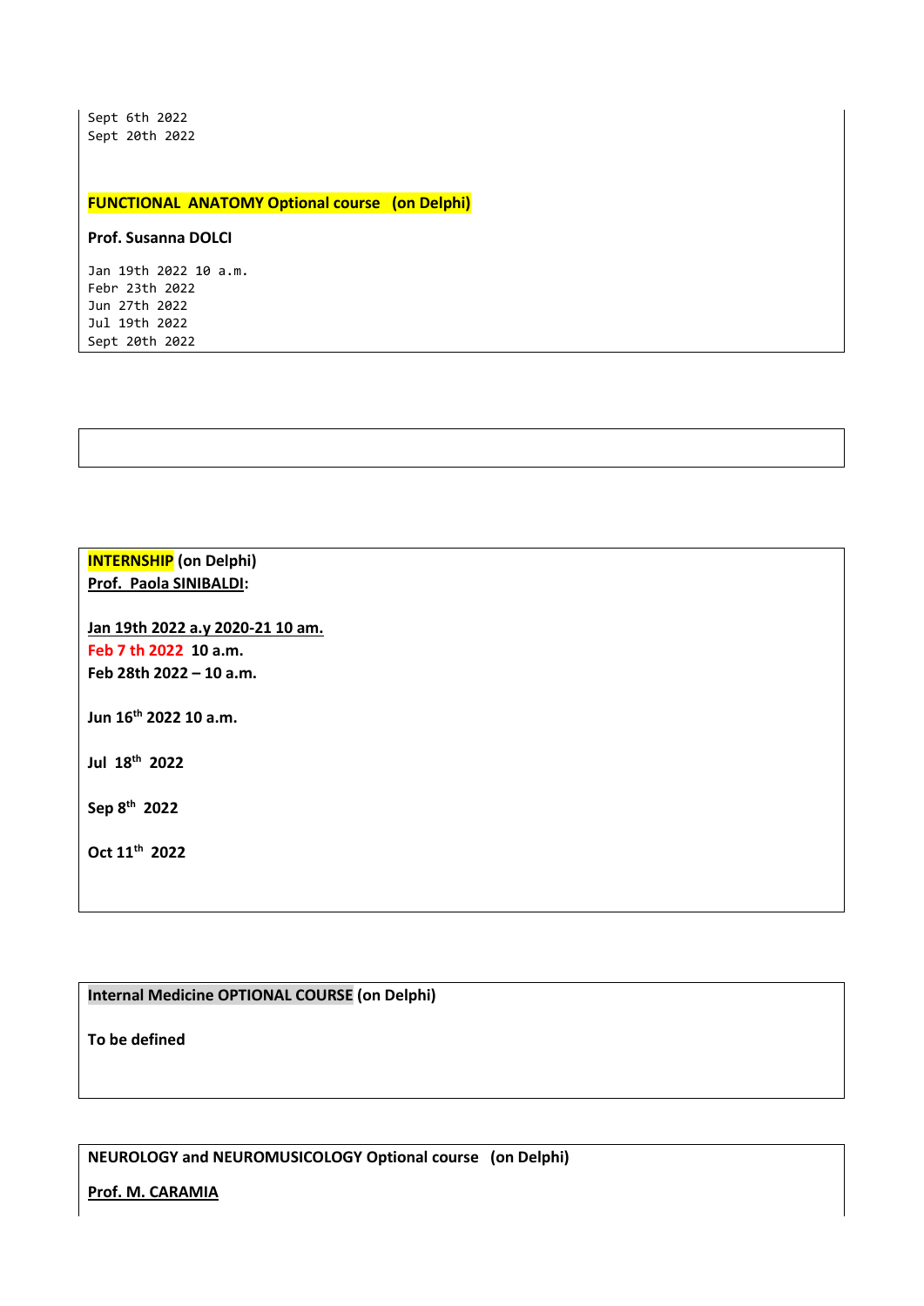```
Sept 6th 2022
Sept 20th 2022
```

**FUNCTIONAL ANATOMY Optional course (on Delphi)**

**Prof. Susanna DOLCI**

```
Jan 19th 2022 10 a.m.
Febr 23th 2022
Jun 27th 2022
Jul 19th 2022
Sept 20th 2022
```

**INTERNSHIP (on Delphi)**
**Prof. Paola SINIBALDI:**

**Jan 19th 2022 a.y 2020-21 10 am.**
**Feb 7 th 2022 10 a.m.**
**Feb 28th 2022 – 10 a.m.**

**Jun 16th 2022 10 a.m.**

**Jul 18th 2022**

**Sep 8th 2022**

**Oct 11th 2022**

**Internal Medicine OPTIONAL COURSE (on Delphi)**

**To be defined**

**NEUROLOGY and NEUROMUSICOLOGY Optional course (on Delphi)**

**Prof. M. CARAMIA**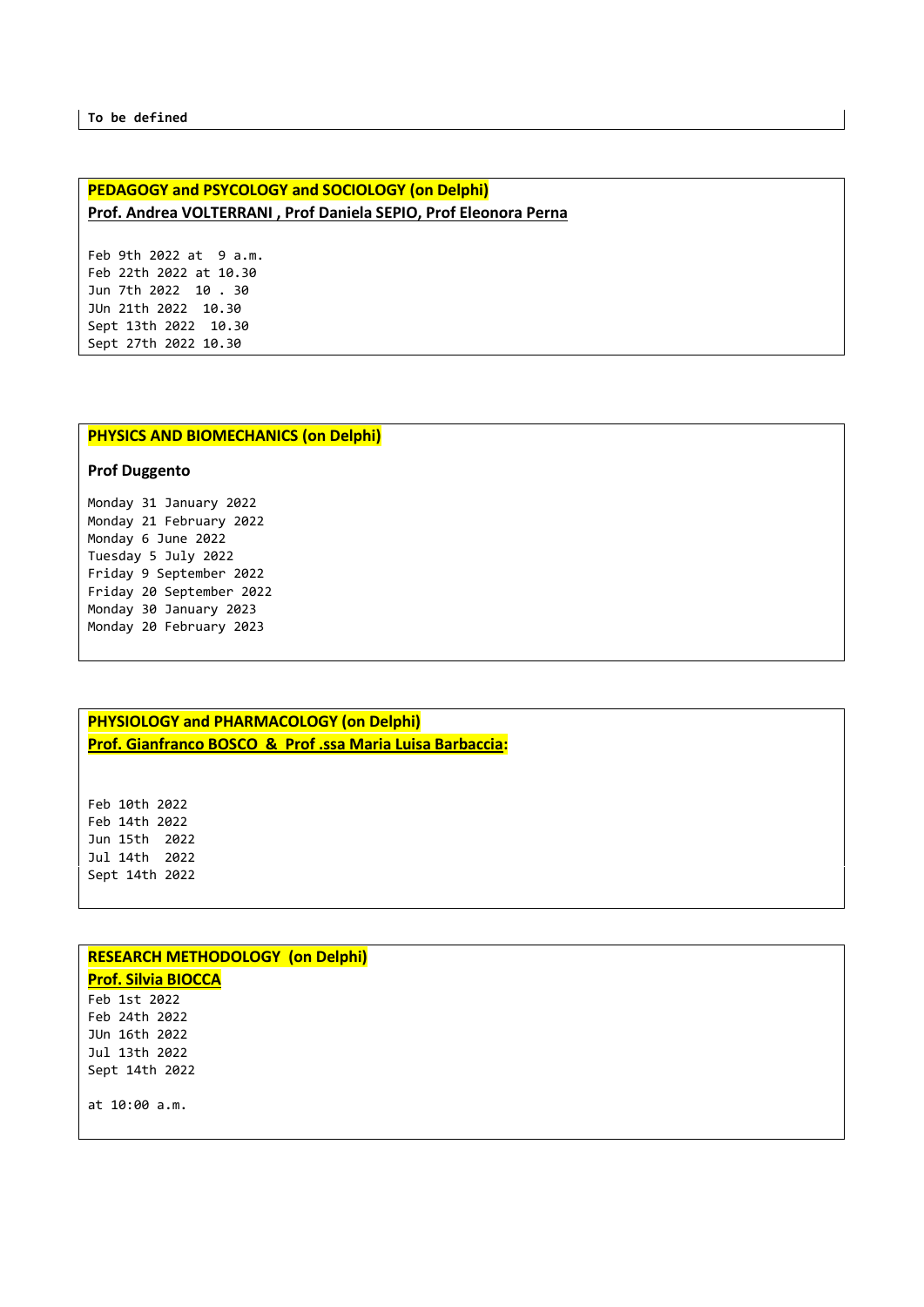To be defined

**PEDAGOGY and PSYCOLOGY and SOCIOLOGY (on Delphi)**

**Prof. Andrea VOLTERRANI , Prof Daniela SEPIO, Prof Eleonora Perna**

Feb 9th 2022 at  9 a.m.
Feb 22th 2022 at 10.30
Jun 7th 2022  10 . 30
JUn 21th 2022  10.30
Sept 13th 2022  10.30
Sept 27th 2022 10.30

**PHYSICS AND BIOMECHANICS (on Delphi)**

**Prof Duggento**

Monday 31 January 2022
Monday 21 February 2022
Monday 6 June 2022
Tuesday 5 July 2022
Friday 9 September 2022
Friday 20 September 2022
Monday 30 January 2023
Monday 20 February 2023

**PHYSIOLOGY and PHARMACOLOGY (on Delphi)**

**Prof. Gianfranco BOSCO & Prof .ssa Maria Luisa Barbaccia:**

Feb 10th 2022
Feb 14th 2022
Jun 15th  2022
Jul 14th  2022
Sept 14th 2022

**RESEARCH METHODOLOGY (on Delphi)**

**Prof. Silvia BIOCCA**

Feb 1st 2022
Feb 24th 2022
JUn 16th 2022
Jul 13th 2022
Sept 14th 2022

at 10:00 a.m.